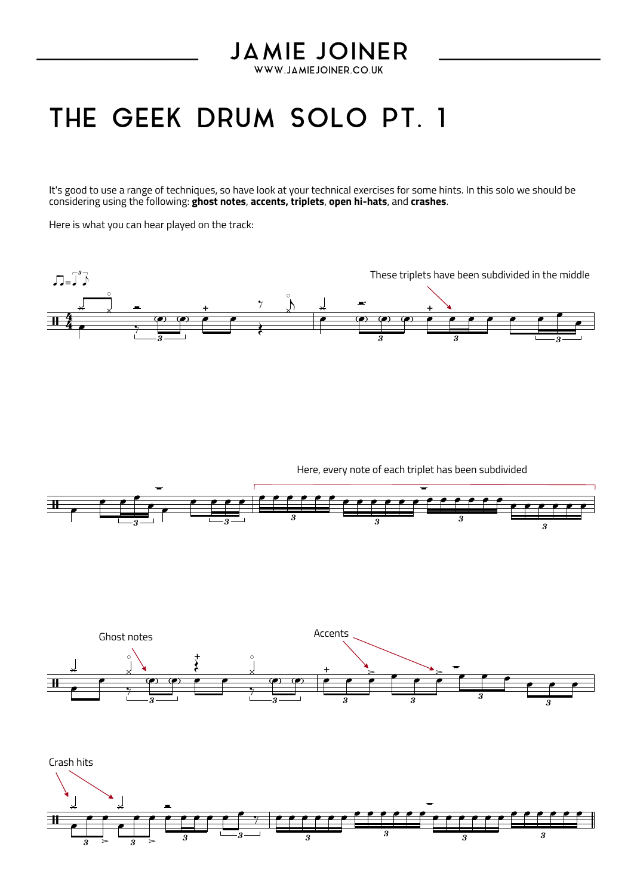# THE GEEK DRUM SOLO PT. 1

It's good to use a range of techniques, so have look at your technical exercises for some hints. In this solo we should be considering using the following: **ghost notes**, **accents, triplets**, **open hi-hats**, and **crashes**.

Here is what you can hear played on the track:

These triplets have been subdivided in the middle

Here, every note of each triplet has been subdivided

Ghost notes

Accents

Crash hits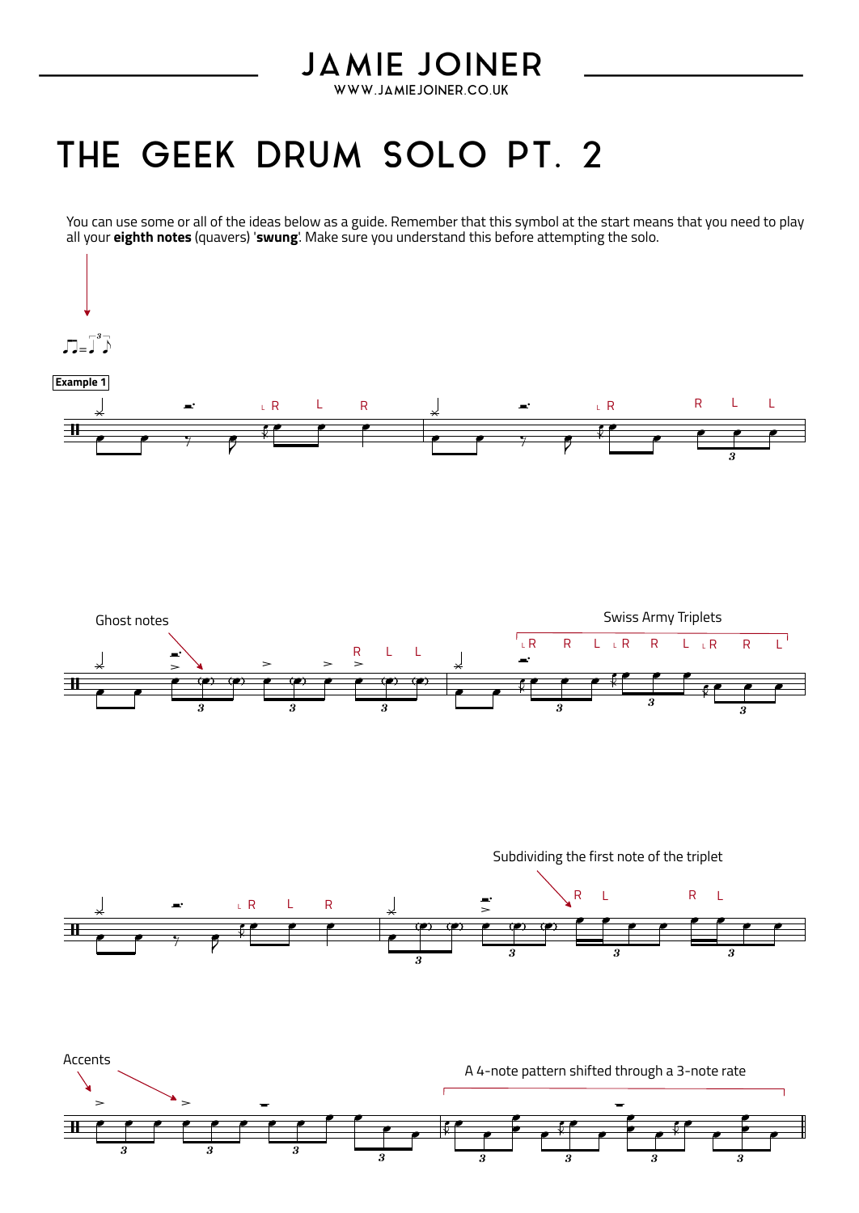# THE GEEK DRUM SOLO PT. 2

You can use some or all of the ideas below as a guide. Remember that this symbol at the start means that you need to play all your **eighth notes** (quavers) '**swung**'. Make sure you understand this before attempting the solo.

**Example 1**

Ghost notes

Swiss Army Triplets

Subdividing the first note of the triplet

Accents

A 4-note pattern shifted through a 3-note rate